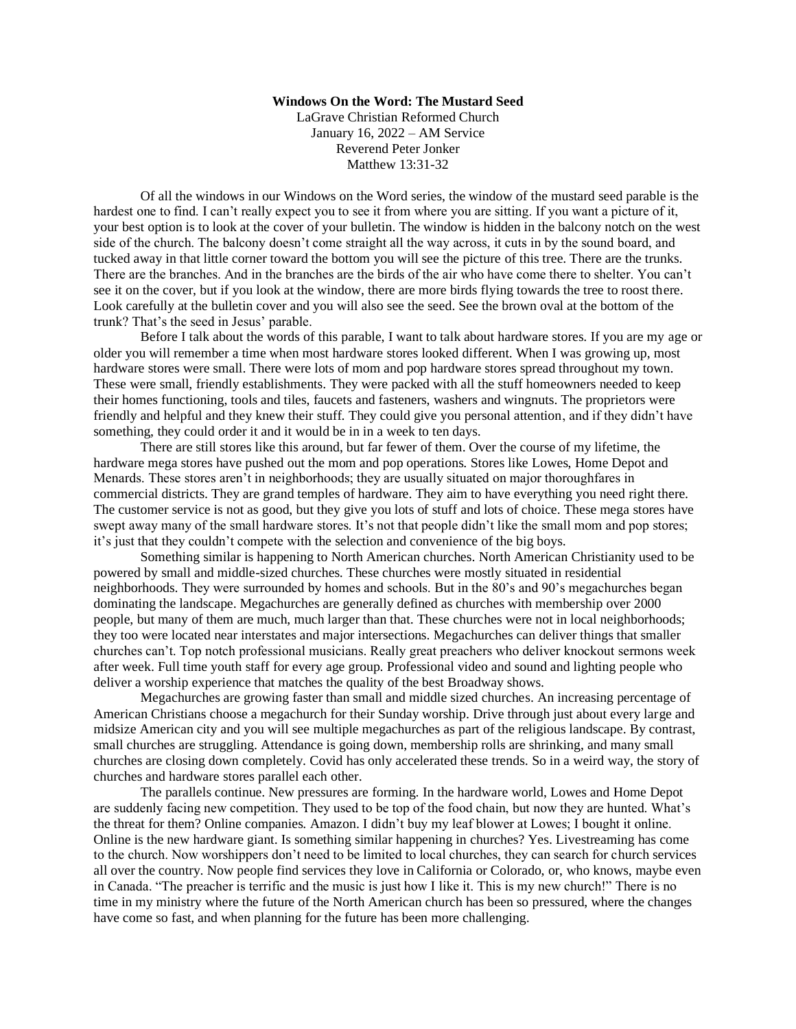**Windows On the Word: The Mustard Seed**

LaGrave Christian Reformed Church
January 16, 2022 – AM Service
Reverend Peter Jonker
Matthew 13:31-32

Of all the windows in our Windows on the Word series, the window of the mustard seed parable is the hardest one to find. I can't really expect you to see it from where you are sitting. If you want a picture of it, your best option is to look at the cover of your bulletin. The window is hidden in the balcony notch on the west side of the church. The balcony doesn't come straight all the way across, it cuts in by the sound board, and tucked away in that little corner toward the bottom you will see the picture of this tree. There are the trunks. There are the branches. And in the branches are the birds of the air who have come there to shelter. You can't see it on the cover, but if you look at the window, there are more birds flying towards the tree to roost there. Look carefully at the bulletin cover and you will also see the seed. See the brown oval at the bottom of the trunk? That's the seed in Jesus' parable.

Before I talk about the words of this parable, I want to talk about hardware stores. If you are my age or older you will remember a time when most hardware stores looked different. When I was growing up, most hardware stores were small. There were lots of mom and pop hardware stores spread throughout my town. These were small, friendly establishments. They were packed with all the stuff homeowners needed to keep their homes functioning, tools and tiles, faucets and fasteners, washers and wingnuts. The proprietors were friendly and helpful and they knew their stuff. They could give you personal attention, and if they didn't have something, they could order it and it would be in in a week to ten days.

There are still stores like this around, but far fewer of them. Over the course of my lifetime, the hardware mega stores have pushed out the mom and pop operations. Stores like Lowes, Home Depot and Menards. These stores aren't in neighborhoods; they are usually situated on major thoroughfares in commercial districts. They are grand temples of hardware. They aim to have everything you need right there. The customer service is not as good, but they give you lots of stuff and lots of choice. These mega stores have swept away many of the small hardware stores. It's not that people didn't like the small mom and pop stores; it's just that they couldn't compete with the selection and convenience of the big boys.

Something similar is happening to North American churches. North American Christianity used to be powered by small and middle-sized churches. These churches were mostly situated in residential neighborhoods. They were surrounded by homes and schools. But in the 80's and 90's megachurches began dominating the landscape. Megachurches are generally defined as churches with membership over 2000 people, but many of them are much, much larger than that. These churches were not in local neighborhoods; they too were located near interstates and major intersections. Megachurches can deliver things that smaller churches can't. Top notch professional musicians. Really great preachers who deliver knockout sermons week after week. Full time youth staff for every age group. Professional video and sound and lighting people who deliver a worship experience that matches the quality of the best Broadway shows.

Megachurches are growing faster than small and middle sized churches. An increasing percentage of American Christians choose a megachurch for their Sunday worship. Drive through just about every large and midsize American city and you will see multiple megachurches as part of the religious landscape. By contrast, small churches are struggling. Attendance is going down, membership rolls are shrinking, and many small churches are closing down completely. Covid has only accelerated these trends. So in a weird way, the story of churches and hardware stores parallel each other.

The parallels continue. New pressures are forming. In the hardware world, Lowes and Home Depot are suddenly facing new competition. They used to be top of the food chain, but now they are hunted. What's the threat for them? Online companies. Amazon. I didn't buy my leaf blower at Lowes; I bought it online. Online is the new hardware giant. Is something similar happening in churches? Yes. Livestreaming has come to the church. Now worshippers don't need to be limited to local churches, they can search for church services all over the country. Now people find services they love in California or Colorado, or, who knows, maybe even in Canada. "The preacher is terrific and the music is just how I like it. This is my new church!" There is no time in my ministry where the future of the North American church has been so pressured, where the changes have come so fast, and when planning for the future has been more challenging.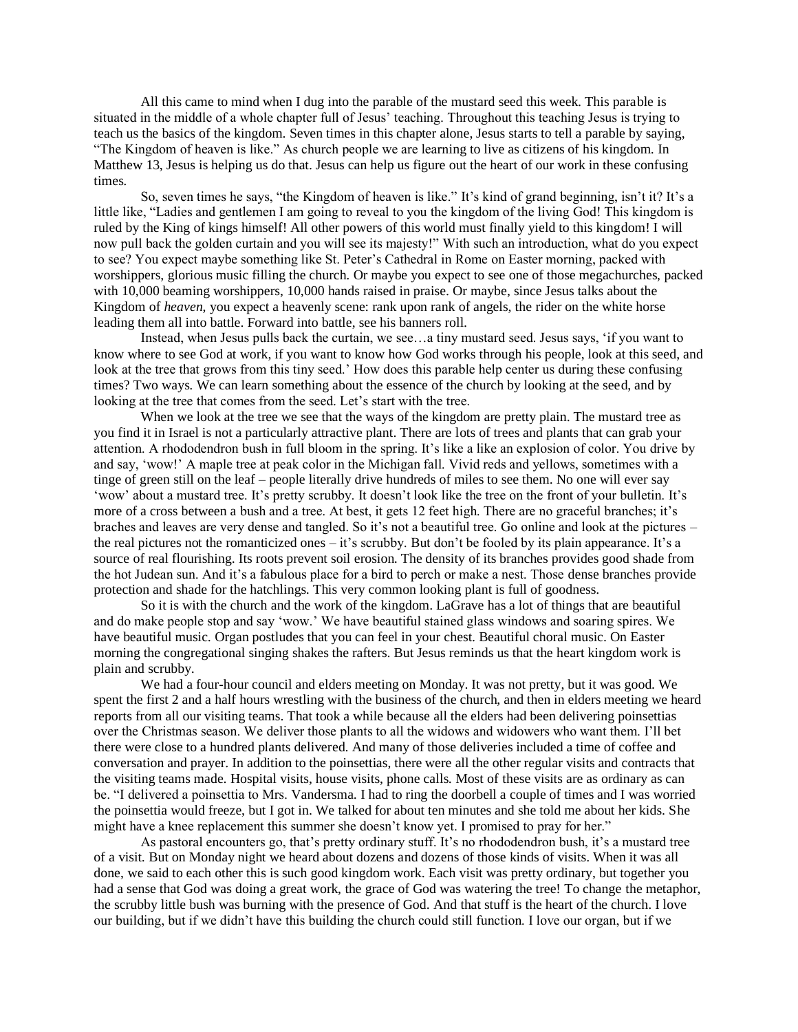All this came to mind when I dug into the parable of the mustard seed this week. This parable is situated in the middle of a whole chapter full of Jesus' teaching. Throughout this teaching Jesus is trying to teach us the basics of the kingdom. Seven times in this chapter alone, Jesus starts to tell a parable by saying, "The Kingdom of heaven is like." As church people we are learning to live as citizens of his kingdom. In Matthew 13, Jesus is helping us do that. Jesus can help us figure out the heart of our work in these confusing times.

So, seven times he says, "the Kingdom of heaven is like." It's kind of grand beginning, isn't it? It's a little like, "Ladies and gentlemen I am going to reveal to you the kingdom of the living God! This kingdom is ruled by the King of kings himself! All other powers of this world must finally yield to this kingdom! I will now pull back the golden curtain and you will see its majesty!" With such an introduction, what do you expect to see? You expect maybe something like St. Peter's Cathedral in Rome on Easter morning, packed with worshippers, glorious music filling the church. Or maybe you expect to see one of those megachurches, packed with 10,000 beaming worshippers, 10,000 hands raised in praise. Or maybe, since Jesus talks about the Kingdom of *heaven*, you expect a heavenly scene: rank upon rank of angels, the rider on the white horse leading them all into battle. Forward into battle, see his banners roll.

Instead, when Jesus pulls back the curtain, we see…a tiny mustard seed. Jesus says, 'if you want to know where to see God at work, if you want to know how God works through his people, look at this seed, and look at the tree that grows from this tiny seed.' How does this parable help center us during these confusing times? Two ways. We can learn something about the essence of the church by looking at the seed, and by looking at the tree that comes from the seed. Let's start with the tree.

When we look at the tree we see that the ways of the kingdom are pretty plain. The mustard tree as you find it in Israel is not a particularly attractive plant. There are lots of trees and plants that can grab your attention. A rhododendron bush in full bloom in the spring. It's like a like an explosion of color. You drive by and say, 'wow!' A maple tree at peak color in the Michigan fall. Vivid reds and yellows, sometimes with a tinge of green still on the leaf – people literally drive hundreds of miles to see them. No one will ever say 'wow' about a mustard tree. It's pretty scrubby. It doesn't look like the tree on the front of your bulletin. It's more of a cross between a bush and a tree. At best, it gets 12 feet high. There are no graceful branches; it's braches and leaves are very dense and tangled. So it's not a beautiful tree. Go online and look at the pictures – the real pictures not the romanticized ones – it's scrubby. But don't be fooled by its plain appearance. It's a source of real flourishing. Its roots prevent soil erosion. The density of its branches provides good shade from the hot Judean sun. And it's a fabulous place for a bird to perch or make a nest. Those dense branches provide protection and shade for the hatchlings. This very common looking plant is full of goodness.

So it is with the church and the work of the kingdom. LaGrave has a lot of things that are beautiful and do make people stop and say 'wow.' We have beautiful stained glass windows and soaring spires. We have beautiful music. Organ postludes that you can feel in your chest. Beautiful choral music. On Easter morning the congregational singing shakes the rafters. But Jesus reminds us that the heart kingdom work is plain and scrubby.

We had a four-hour council and elders meeting on Monday. It was not pretty, but it was good. We spent the first 2 and a half hours wrestling with the business of the church, and then in elders meeting we heard reports from all our visiting teams. That took a while because all the elders had been delivering poinsettias over the Christmas season. We deliver those plants to all the widows and widowers who want them. I'll bet there were close to a hundred plants delivered. And many of those deliveries included a time of coffee and conversation and prayer. In addition to the poinsettias, there were all the other regular visits and contracts that the visiting teams made. Hospital visits, house visits, phone calls. Most of these visits are as ordinary as can be. "I delivered a poinsettia to Mrs. Vandersma. I had to ring the doorbell a couple of times and I was worried the poinsettia would freeze, but I got in. We talked for about ten minutes and she told me about her kids. She might have a knee replacement this summer she doesn't know yet. I promised to pray for her."

As pastoral encounters go, that's pretty ordinary stuff. It's no rhododendron bush, it's a mustard tree of a visit. But on Monday night we heard about dozens and dozens of those kinds of visits. When it was all done, we said to each other this is such good kingdom work. Each visit was pretty ordinary, but together you had a sense that God was doing a great work, the grace of God was watering the tree! To change the metaphor, the scrubby little bush was burning with the presence of God. And that stuff is the heart of the church. I love our building, but if we didn't have this building the church could still function. I love our organ, but if we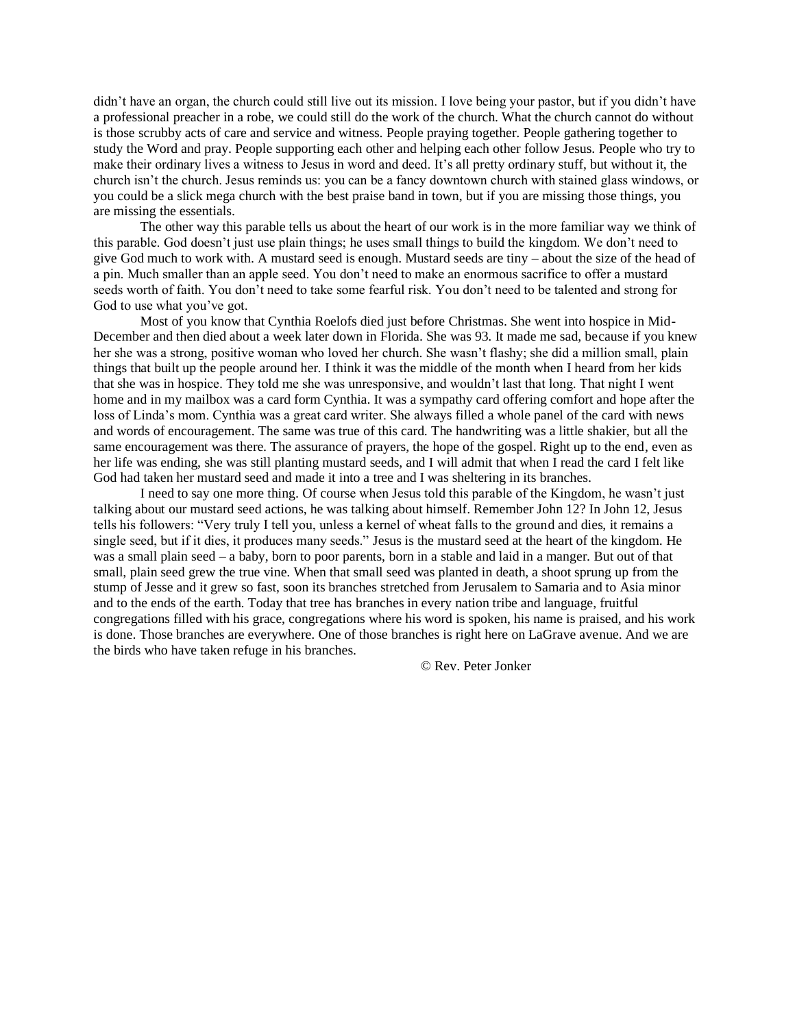didn't have an organ, the church could still live out its mission. I love being your pastor, but if you didn't have a professional preacher in a robe, we could still do the work of the church. What the church cannot do without is those scrubby acts of care and service and witness. People praying together. People gathering together to study the Word and pray. People supporting each other and helping each other follow Jesus. People who try to make their ordinary lives a witness to Jesus in word and deed. It's all pretty ordinary stuff, but without it, the church isn't the church. Jesus reminds us: you can be a fancy downtown church with stained glass windows, or you could be a slick mega church with the best praise band in town, but if you are missing those things, you are missing the essentials.

The other way this parable tells us about the heart of our work is in the more familiar way we think of this parable. God doesn't just use plain things; he uses small things to build the kingdom. We don't need to give God much to work with. A mustard seed is enough. Mustard seeds are tiny – about the size of the head of a pin. Much smaller than an apple seed. You don't need to make an enormous sacrifice to offer a mustard seeds worth of faith. You don't need to take some fearful risk. You don't need to be talented and strong for God to use what you've got.

Most of you know that Cynthia Roelofs died just before Christmas. She went into hospice in Mid-December and then died about a week later down in Florida. She was 93. It made me sad, because if you knew her she was a strong, positive woman who loved her church. She wasn't flashy; she did a million small, plain things that built up the people around her. I think it was the middle of the month when I heard from her kids that she was in hospice. They told me she was unresponsive, and wouldn't last that long. That night I went home and in my mailbox was a card form Cynthia. It was a sympathy card offering comfort and hope after the loss of Linda's mom. Cynthia was a great card writer. She always filled a whole panel of the card with news and words of encouragement. The same was true of this card. The handwriting was a little shakier, but all the same encouragement was there. The assurance of prayers, the hope of the gospel. Right up to the end, even as her life was ending, she was still planting mustard seeds, and I will admit that when I read the card I felt like God had taken her mustard seed and made it into a tree and I was sheltering in its branches.

I need to say one more thing. Of course when Jesus told this parable of the Kingdom, he wasn't just talking about our mustard seed actions, he was talking about himself. Remember John 12? In John 12, Jesus tells his followers: "Very truly I tell you, unless a kernel of wheat falls to the ground and dies, it remains a single seed, but if it dies, it produces many seeds." Jesus is the mustard seed at the heart of the kingdom. He was a small plain seed – a baby, born to poor parents, born in a stable and laid in a manger. But out of that small, plain seed grew the true vine. When that small seed was planted in death, a shoot sprung up from the stump of Jesse and it grew so fast, soon its branches stretched from Jerusalem to Samaria and to Asia minor and to the ends of the earth. Today that tree has branches in every nation tribe and language, fruitful congregations filled with his grace, congregations where his word is spoken, his name is praised, and his work is done. Those branches are everywhere. One of those branches is right here on LaGrave avenue. And we are the birds who have taken refuge in his branches.

© Rev. Peter Jonker